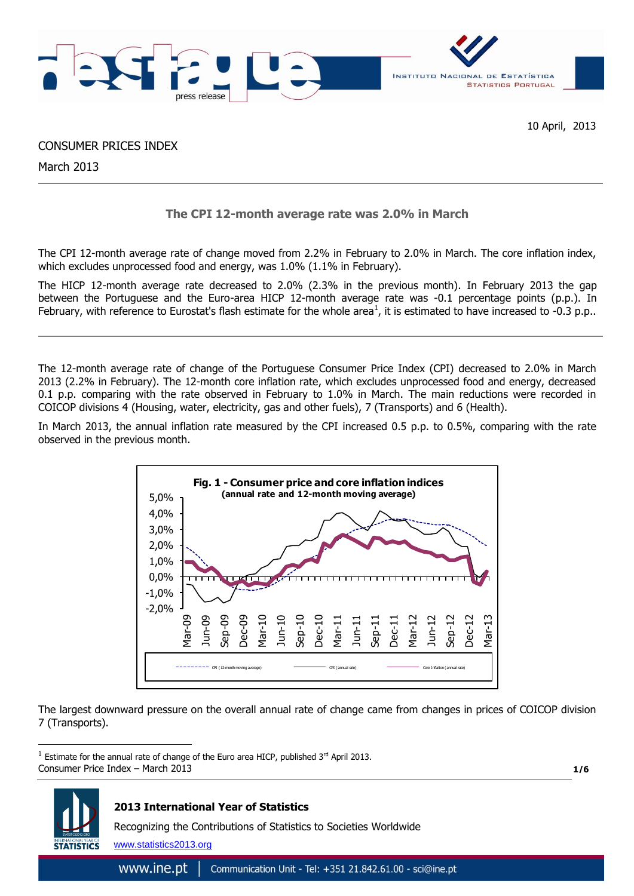10 April, 2013

CONSUMER PRICES INDEX

March 2013

## The CPI 12-month average rate was 2.0% in March

The CPI 12-month average rate of change moved from 2.2% in February to 2.0% in March. The core inflation index, which excludes unprocessed food and energy, was 1.0% (1.1% in February).

The HICP 12-month average rate decreased to 2.0% (2.3% in the previous month). In February 2013 the gap between the Portuguese and the Euro-area HICP 12-month average rate was -0.1 percentage points (p.p.). In February, with reference to Eurostat's flash estimate for the whole area[1], it is estimated to have increased to -0.3 p.p..

---

The 12-month average rate of change of the Portuguese Consumer Price Index (CPI) decreased to 2.0% in March 2013 (2.2% in February). The 12-month core inflation rate, which excludes unprocessed food and energy, decreased 0.1 p.p. comparing with the rate observed in February to 1.0% in March. The main reductions were recorded in COICOP divisions 4 (Housing, water, electricity, gas and other fuels), 7 (Transports) and 6 (Health).

In March 2013, the annual inflation rate measured by the CPI increased 0.5 p.p. to 0.5%, comparing with the rate observed in the previous month.

**Fig. 1 - Consumer price and core inflation indices (annual rate and 12-month moving average)**

The largest downward pressure on the overall annual rate of change came from changes in prices of COICOP division 7 (Transports).

[1] Estimate for the annual rate of change of the Euro area HICP, published 3rd April 2013.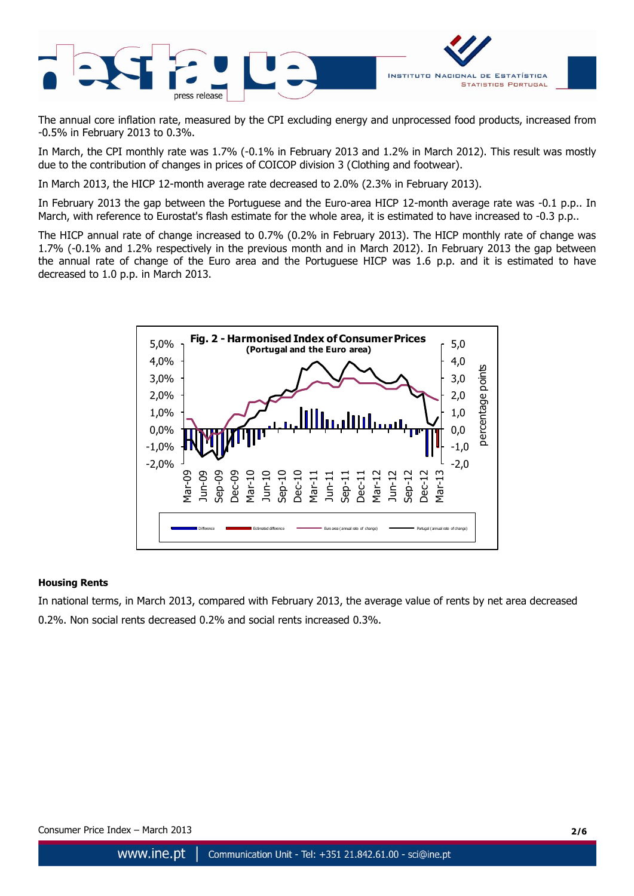The annual core inflation rate, measured by the CPI excluding energy and unprocessed food products, increased from -0.5% in February 2013 to 0.3%.

In March, the CPI monthly rate was 1.7% (-0.1% in February 2013 and 1.2% in March 2012). This result was mostly due to the contribution of changes in prices of COICOP division 3 (Clothing and footwear).

In March 2013, the HICP 12-month average rate decreased to 2.0% (2.3% in February 2013).

In February 2013 the gap between the Portuguese and the Euro-area HICP 12-month average rate was -0.1 p.p.. In March, with reference to Eurostat's flash estimate for the whole area, it is estimated to have increased to -0.3 p.p..

The HICP annual rate of change increased to 0.7% (0.2% in February 2013). The HICP monthly rate of change was 1.7% (-0.1% and 1.2% respectively in the previous month and in March 2012). In February 2013 the gap between the annual rate of change of the Euro area and the Portuguese HICP was 1.6 p.p. and it is estimated to have decreased to 1.0 p.p. in March 2013.

**Fig. 2 - Harmonised Index of Consumer Prices (Portugal and the Euro area)**

### Housing Rents

In national terms, in March 2013, compared with February 2013, the average value of rents by net area decreased 0.2%. Non social rents decreased 0.2% and social rents increased 0.3%.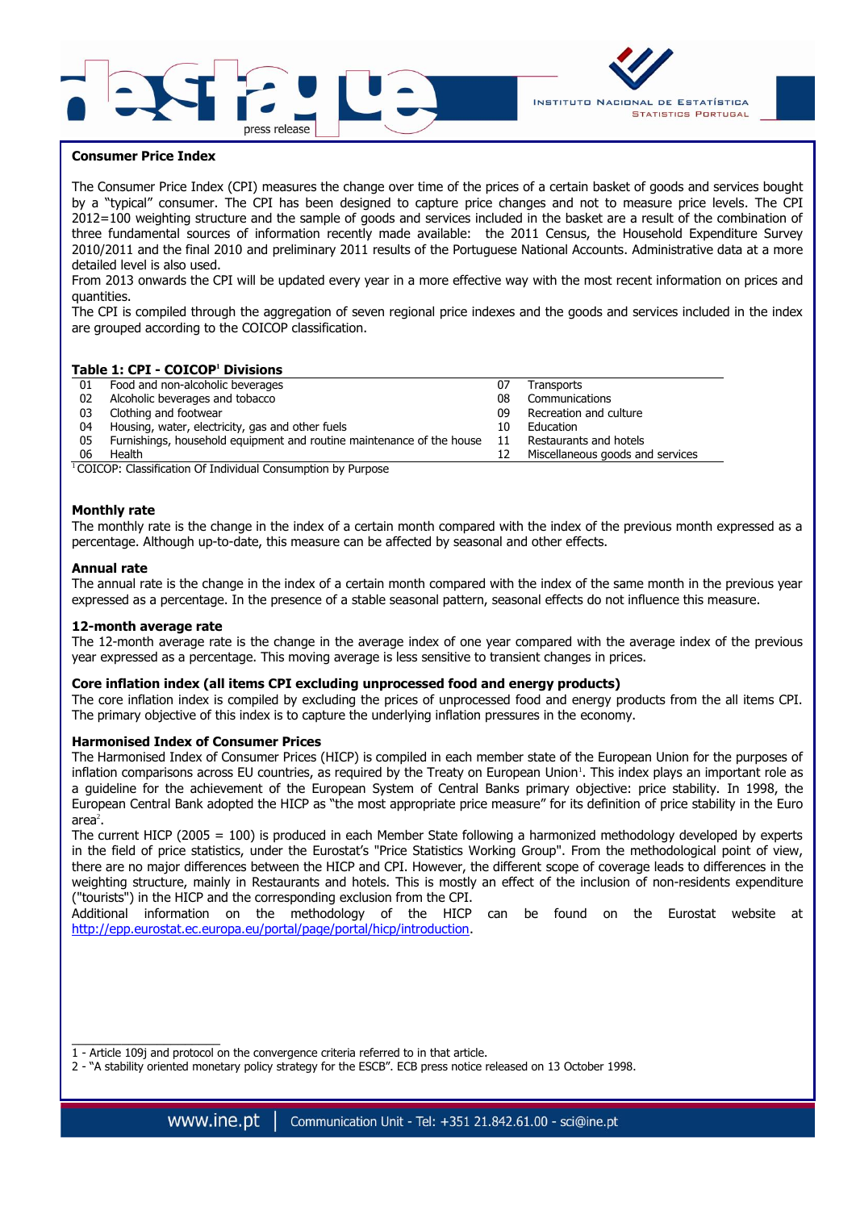## Consumer Price Index

The Consumer Price Index (CPI) measures the change over time of the prices of a certain basket of goods and services bought by a "typical" consumer. The CPI has been designed to capture price changes and not to measure price levels. The CPI 2012=100 weighting structure and the sample of goods and services included in the basket are a result of the combination of three fundamental sources of information recently made available: the 2011 Census, the Household Expenditure Survey 2010/2011 and the final 2010 and preliminary 2011 results of the Portuguese National Accounts. Administrative data at a more detailed level is also used.

From 2013 onwards the CPI will be updated every year in a more effective way with the most recent information on prices and quantities.

The CPI is compiled through the aggregation of seven regional price indexes and the goods and services included in the index are grouped according to the COICOP classification.

**Table 1: CPI - COICOP[1] Divisions**

| | | | |
|---|---|---|---|
| 01 | Food and non-alcoholic beverages | 07 | Transports |
| 02 | Alcoholic beverages and tobacco | 08 | Communications |
| 03 | Clothing and footwear | 09 | Recreation and culture |
| 04 | Housing, water, electricity, gas and other fuels | 10 | Education |
| 05 | Furnishings, household equipment and routine maintenance of the house | 11 | Restaurants and hotels |
| 06 | Health | 12 | Miscellaneous goods and services |

[1] COICOP: Classification Of Individual Consumption by Purpose

### Monthly rate

The monthly rate is the change in the index of a certain month compared with the index of the previous month expressed as a percentage. Although up-to-date, this measure can be affected by seasonal and other effects.

### Annual rate

The annual rate is the change in the index of a certain month compared with the index of the same month in the previous year expressed as a percentage. In the presence of a stable seasonal pattern, seasonal effects do not influence this measure.

### 12-month average rate

The 12-month average rate is the change in the average index of one year compared with the average index of the previous year expressed as a percentage. This moving average is less sensitive to transient changes in prices.

### Core inflation index (all items CPI excluding unprocessed food and energy products)

The core inflation index is compiled by excluding the prices of unprocessed food and energy products from the all items CPI. The primary objective of this index is to capture the underlying inflation pressures in the economy.

### Harmonised Index of Consumer Prices

The Harmonised Index of Consumer Prices (HICP) is compiled in each member state of the European Union for the purposes of inflation comparisons across EU countries, as required by the Treaty on European Union[1]. This index plays an important role as a guideline for the achievement of the European System of Central Banks primary objective: price stability. In 1998, the European Central Bank adopted the HICP as "the most appropriate price measure" for its definition of price stability in the Euro area[2].

The current HICP (2005 = 100) is produced in each Member State following a harmonized methodology developed by experts in the field of price statistics, under the Eurostat's "Price Statistics Working Group". From the methodological point of view, there are no major differences between the HICP and CPI. However, the different scope of coverage leads to differences in the weighting structure, mainly in Restaurants and hotels. This is mostly an effect of the inclusion of non-residents expenditure ("tourists") in the HICP and the corresponding exclusion from the CPI.

Additional information on the methodology of the HICP can be found on the Eurostat website at http://epp.eurostat.ec.europa.eu/portal/page/portal/hicp/introduction.

---

1 - Article 109j and protocol on the convergence criteria referred to in that article.

2 - "A stability oriented monetary policy strategy for the ESCB". ECB press notice released on 13 October 1998.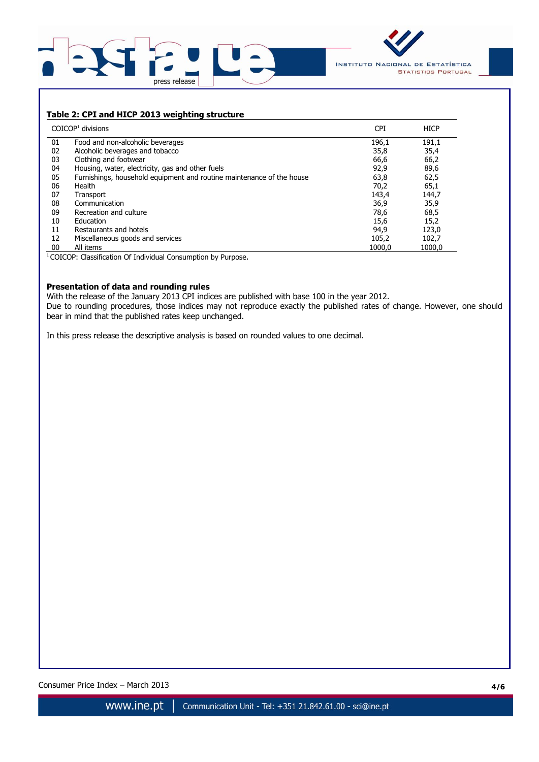**Table 2: CPI and HICP 2013 weighting structure**

| | COICOP[1] divisions | CPI | HICP |
|---|---|---|---|
| 01 | Food and non-alcoholic beverages | 196,1 | 191,1 |
| 02 | Alcoholic beverages and tobacco | 35,8 | 35,4 |
| 03 | Clothing and footwear | 66,6 | 66,2 |
| 04 | Housing, water, electricity, gas and other fuels | 92,9 | 89,6 |
| 05 | Furnishings, household equipment and routine maintenance of the house | 63,8 | 62,5 |
| 06 | Health | 70,2 | 65,1 |
| 07 | Transport | 143,4 | 144,7 |
| 08 | Communication | 36,9 | 35,9 |
| 09 | Recreation and culture | 78,6 | 68,5 |
| 10 | Education | 15,6 | 15,2 |
| 11 | Restaurants and hotels | 94,9 | 123,0 |
| 12 | Miscellaneous goods and services | 105,2 | 102,7 |
| 00 | All items | 1000,0 | 1000,0 |

[1] COICOP: Classification Of Individual Consumption by Purpose.

**Presentation of data and rounding rules**

With the release of the January 2013 CPI indices are published with base 100 in the year 2012.

Due to rounding procedures, those indices may not reproduce exactly the published rates of change. However, one should bear in mind that the published rates keep unchanged.

In this press release the descriptive analysis is based on rounded values to one decimal.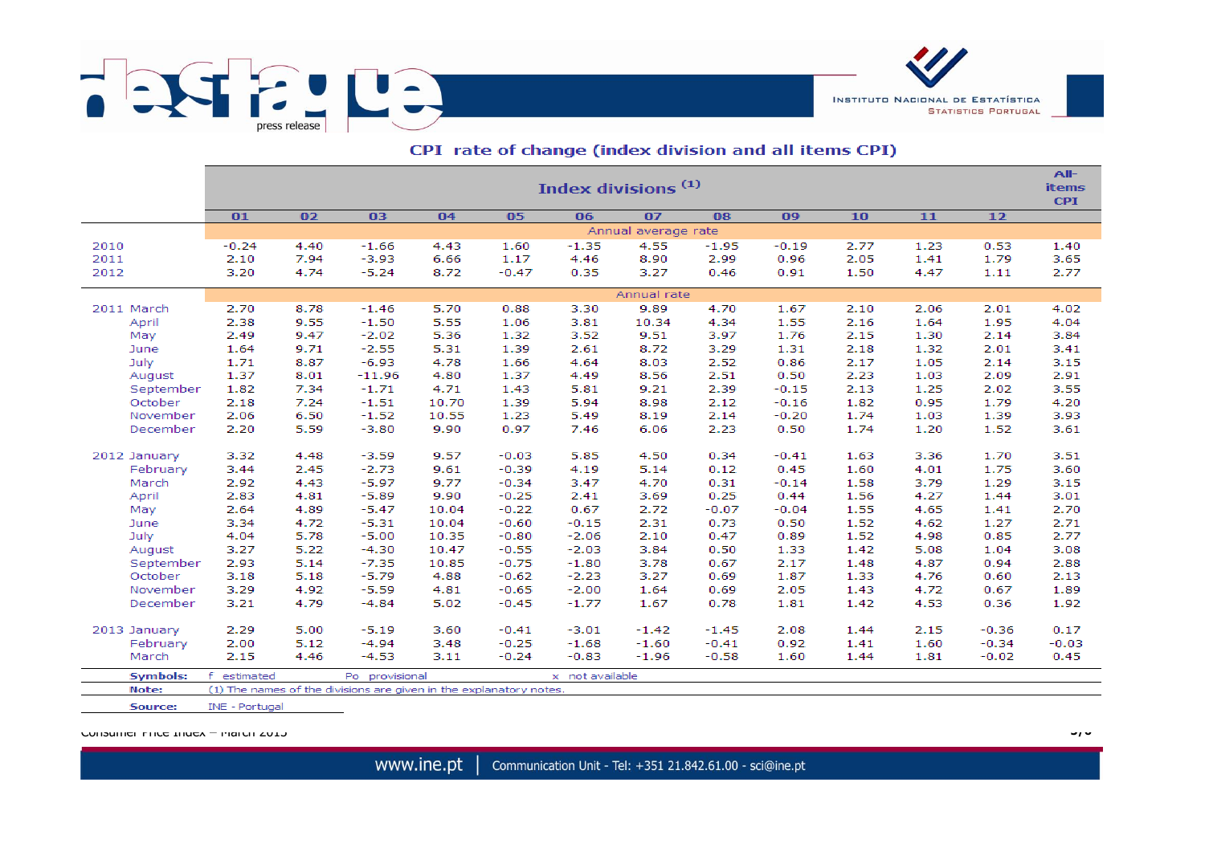## CPI rate of change (index division and all items CPI)

| | Index divisions (1) | | | | | | | | | | | | All-items CPI |
|---|---|---|---|---|---|---|---|---|---|---|---|---|---|
| | 01 | 02 | 03 | 04 | 05 | 06 | 07 | 08 | 09 | 10 | 11 | 12 | |
| | Annual average rate | | | | | | | | | | | | |
| 2010 | -0.24 | 4.40 | -1.66 | 4.43 | 1.60 | -1.35 | 4.55 | -1.95 | -0.19 | 2.77 | 1.23 | 0.53 | 1.40 |
| 2011 | 2.10 | 7.94 | -3.93 | 6.66 | 1.17 | 4.46 | 8.90 | 2.99 | 0.96 | 2.05 | 1.41 | 1.79 | 3.65 |
| 2012 | 3.20 | 4.74 | -5.24 | 8.72 | -0.47 | 0.35 | 3.27 | 0.46 | 0.91 | 1.50 | 4.47 | 1.11 | 2.77 |
| | Annual rate | | | | | | | | | | | | |
| 2011 March | 2.70 | 8.78 | -1.46 | 5.70 | 0.88 | 3.30 | 9.89 | 4.70 | 1.67 | 2.10 | 2.06 | 2.01 | 4.02 |
| April | 2.38 | 9.55 | -1.50 | 5.55 | 1.06 | 3.81 | 10.34 | 4.34 | 1.55 | 2.16 | 1.64 | 1.95 | 4.04 |
| May | 2.49 | 9.47 | -2.02 | 5.36 | 1.32 | 3.52 | 9.51 | 3.97 | 1.76 | 2.15 | 1.30 | 2.14 | 3.84 |
| June | 1.64 | 9.71 | -2.55 | 5.31 | 1.39 | 2.61 | 8.72 | 3.29 | 1.31 | 2.18 | 1.32 | 2.01 | 3.41 |
| July | 1.71 | 8.87 | -6.93 | 4.78 | 1.66 | 4.64 | 8.03 | 2.52 | 0.86 | 2.17 | 1.05 | 2.14 | 3.15 |
| August | 1.37 | 8.01 | -11.96 | 4.80 | 1.37 | 4.49 | 8.56 | 2.51 | 0.50 | 2.23 | 1.03 | 2.09 | 2.91 |
| September | 1.82 | 7.34 | -1.71 | 4.71 | 1.43 | 5.81 | 9.21 | 2.39 | -0.15 | 2.13 | 1.25 | 2.02 | 3.55 |
| October | 2.18 | 7.24 | -1.51 | 10.70 | 1.39 | 5.94 | 8.98 | 2.12 | -0.16 | 1.82 | 0.95 | 1.79 | 4.20 |
| November | 2.06 | 6.50 | -1.52 | 10.55 | 1.23 | 5.49 | 8.19 | 2.14 | -0.20 | 1.74 | 1.03 | 1.39 | 3.93 |
| December | 2.20 | 5.59 | -3.80 | 9.90 | 0.97 | 7.46 | 6.06 | 2.23 | 0.50 | 1.74 | 1.20 | 1.52 | 3.61 |
| 2012 January | 3.32 | 4.48 | -3.59 | 9.57 | -0.03 | 5.85 | 4.50 | 0.34 | -0.41 | 1.63 | 3.36 | 1.70 | 3.51 |
| February | 3.44 | 2.45 | -2.73 | 9.61 | -0.39 | 4.19 | 5.14 | 0.12 | 0.45 | 1.60 | 4.01 | 1.75 | 3.60 |
| March | 2.92 | 4.43 | -5.97 | 9.77 | -0.34 | 3.47 | 4.70 | 0.31 | -0.14 | 1.58 | 3.79 | 1.29 | 3.15 |
| April | 2.83 | 4.81 | -5.89 | 9.90 | -0.25 | 2.41 | 3.69 | 0.25 | 0.44 | 1.56 | 4.27 | 1.44 | 3.01 |
| May | 2.64 | 4.89 | -5.47 | 10.04 | -0.22 | 0.67 | 2.72 | -0.07 | -0.04 | 1.55 | 4.65 | 1.41 | 2.70 |
| June | 3.34 | 4.72 | -5.31 | 10.04 | -0.60 | -0.15 | 2.31 | 0.73 | 0.50 | 1.52 | 4.62 | 1.27 | 2.71 |
| July | 4.04 | 5.78 | -5.00 | 10.35 | -0.80 | -2.06 | 2.10 | 0.47 | 0.89 | 1.52 | 4.98 | 0.85 | 2.77 |
| August | 3.27 | 5.22 | -4.30 | 10.47 | -0.55 | -2.03 | 3.84 | 0.50 | 1.33 | 1.42 | 5.08 | 1.04 | 3.08 |
| September | 2.93 | 5.14 | -7.35 | 10.85 | -0.75 | -1.80 | 3.78 | 0.67 | 2.17 | 1.48 | 4.87 | 0.94 | 2.88 |
| October | 3.18 | 5.18 | -5.79 | 4.88 | -0.62 | -2.23 | 3.27 | 0.69 | 1.87 | 1.33 | 4.76 | 0.60 | 2.13 |
| November | 3.29 | 4.92 | -5.59 | 4.81 | -0.65 | -2.00 | 1.64 | 0.69 | 2.05 | 1.43 | 4.72 | 0.67 | 1.89 |
| December | 3.21 | 4.79 | -4.84 | 5.02 | -0.45 | -1.77 | 1.67 | 0.78 | 1.81 | 1.42 | 4.53 | 0.36 | 1.92 |
| 2013 January | 2.29 | 5.00 | -5.19 | 3.60 | -0.41 | -3.01 | -1.42 | -1.45 | 2.08 | 1.44 | 2.15 | -0.36 | 0.17 |
| February | 2.00 | 5.12 | -4.94 | 3.48 | -0.25 | -1.68 | -1.60 | -0.41 | 0.92 | 1.41 | 1.60 | -0.34 | -0.03 |
| March | 2.15 | 4.46 | -4.53 | 3.11 | -0.24 | -0.83 | -1.96 | -0.58 | 1.60 | 1.44 | 1.81 | -0.02 | 0.45 |

**Symbols:** f estimated Po provisional x not available

**Note:** (1) The names of the divisions are given in the explanatory notes.

**Source:** INE - Portugal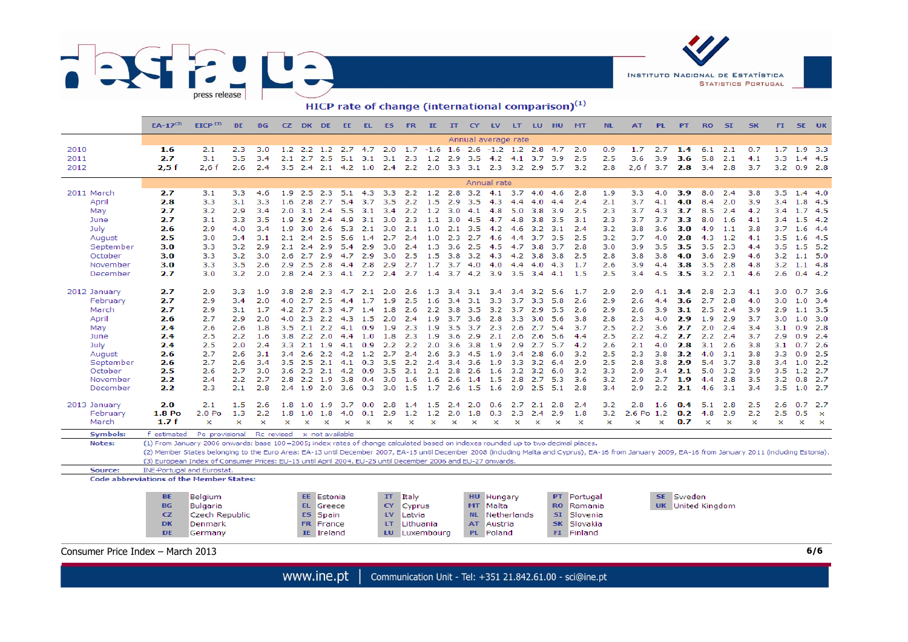## HICP rate of change (international comparison)[1]

| | EA-17[2] | EICP[3] | BE | BG | CZ | DK | DE | EE | EL | ES | FR | IE | IT | CY | LV | LT | LU | HU | MT | NL | AT | PL | PT | RO | SI | SK | FI | SE | UK |
|---|---|---|---|---|---|---|---|---|---|---|---|---|---|---|---|---|---|---|---|---|---|---|---|---|---|---|---|---|---|
| | | | | | | | | | | | | | | Annual average rate | | | | | | | | | | | | | | | |
| 2010 | **1.6** | 2.1 | 2.3 | 3.0 | 1.2 | 2.2 | 1.2 | 2.7 | 4.7 | 2.0 | 1.7 | -1.6 | 1.6 | 2.6 | -1.2 | 1.2 | 2.8 | 4.7 | 2.0 | 0.9 | 1.7 | 2.7 | **1.4** | 6.1 | 2.1 | 0.7 | 1.7 | 1.9 | 3.3 |
| 2011 | **2.7** | 3.1 | 3.5 | 3.4 | 2.1 | 2.7 | 2.5 | 5.1 | 3.1 | 3.1 | 2.3 | 1.2 | 2.9 | 3.5 | 4.2 | 4.1 | 3.7 | 3.9 | 2.5 | 2.5 | 3.6 | 3.9 | **3.6** | 5.8 | 2.1 | 4.1 | 3.3 | 1.4 | 4.5 |
| 2012 | **2,5 f** | 2,6 f | 2.6 | 2.4 | 3.5 | 2.4 | 2.1 | 4.2 | 1.0 | 2.4 | 2.2 | 2.0 | 3.3 | 3.1 | 2.3 | 3.2 | 2.9 | 5.7 | 3.2 | 2.8 | 2,6 f | 3.7 | **2.8** | 3.4 | 2.8 | 3.7 | 3.2 | 0.9 | 2.8 |
| | | | | | | | | | | | | | | Annual rate | | | | | | | | | | | | | | | |
| 2011 March | **2.7** | 3.1 | 3.3 | 4.6 | 1.9 | 2.5 | 2.3 | 5.1 | 4.3 | 3.3 | 2.2 | 1.2 | 2.8 | 3.2 | 4.1 | 3.4 | 4.0 | 4.6 | 2.8 | 1.9 | 3.3 | 4.0 | **3.9** | 8.0 | 2.4 | 3.8 | 3.5 | 1.4 | 4.0 |
| April | **2.8** | 3.3 | 3.1 | 3.3 | 1.6 | 2.8 | 2.7 | 5.4 | 3.7 | 3.5 | 2.2 | 1.5 | 2.9 | 3.5 | 4.3 | 4.4 | 4.0 | 4.4 | 2.4 | 2.1 | 3.7 | 4.1 | **4.0** | 8.4 | 2.0 | 3.9 | 3.4 | 1.8 | 4.5 |
| May | **2.7** | 3.2 | 2.9 | 3.4 | 2.0 | 3.1 | 2.4 | 5.5 | 3.1 | 3.4 | 2.2 | 1.2 | 3.0 | 4.1 | 4.8 | 5.0 | 3.8 | 3.9 | 2.5 | 2.3 | 3.7 | 4.3 | **3.7** | 8.5 | 2.4 | 4.2 | 3.4 | 1.7 | 4.5 |
| June | **2.7** | 3.1 | 3.3 | 3.5 | 1.9 | 2.9 | 2.4 | 4.9 | 3.1 | 3.0 | 2.3 | 1.1 | 3.0 | 4.5 | 4.7 | 4.8 | 3.8 | 3.5 | 3.1 | 2.3 | 3.7 | 3.7 | **3.3** | 8.0 | 1.6 | 4.1 | 3.4 | 1.5 | 4.2 |
| July | **2.6** | 2.9 | 4.0 | 3.4 | 1.9 | 3.0 | 2.6 | 5.3 | 2.1 | 3.0 | 2.1 | 1.0 | 2.1 | 3.5 | 4.2 | 4.6 | 3.2 | 3.1 | 2.4 | 3.2 | 3.8 | 3.6 | **3.0** | 4.9 | 1.1 | 3.8 | 3.7 | 1.6 | 4.4 |
| August | **2.5** | 3.0 | 3.4 | 3.1 | 2.1 | 2.4 | 2.5 | 5.6 | 1.4 | 2.7 | 2.4 | 1.0 | 2.3 | 2.7 | 4.6 | 4.4 | 3.7 | 3.5 | 2.5 | 3.2 | 3.7 | 4.0 | **2.8** | 4.3 | 1.2 | 4.1 | 3.5 | 1.6 | 4.5 |
| September | **3.0** | 3.3 | 3.2 | 2.9 | 2.1 | 2.4 | 2.9 | 5.4 | 2.9 | 3.0 | 2.4 | 1.3 | 3.6 | 2.5 | 4.5 | 4.7 | 3.8 | 3.7 | 2.8 | 3.0 | 3.9 | 3.5 | **3.5** | 3.5 | 2.3 | 4.4 | 3.5 | 1.5 | 5.2 |
| October | **3.0** | 3.3 | 3.2 | 3.0 | 2.6 | 2.7 | 2.9 | 4.7 | 2.9 | 3.0 | 2.5 | 1.5 | 3.8 | 3.2 | 4.3 | 4.2 | 3.8 | 3.8 | 2.8 | 2.8 | 3.8 | 3.8 | **4.0** | 3.6 | 2.9 | 4.6 | 3.2 | 1.1 | 5.0 |
| November | **3.0** | 3.3 | 3.5 | 2.6 | 2.9 | 2.5 | 2.8 | 4.4 | 2.8 | 2.9 | 2.7 | 1.7 | 3.7 | 4.0 | 4.0 | 4.4 | 4.0 | 4.3 | 1.7 | 2.6 | 3.9 | 4.4 | **3.8** | 3.5 | 2.8 | 4.8 | 3.2 | 1.1 | 4.8 |
| December | **2.7** | 3.0 | 3.2 | 2.0 | 2.8 | 2.4 | 2.3 | 4.1 | 2.2 | 2.4 | 2.7 | 1.4 | 3.7 | 4.2 | 3.9 | 3.5 | 3.4 | 4.1 | 1.5 | 2.5 | 3.4 | 4.5 | **3.5** | 3.2 | 2.1 | 4.6 | 2.6 | 0.4 | 4.2 |
| 2012 January | **2.7** | 2.9 | 3.3 | 1.9 | 3.8 | 2.8 | 2.3 | 4.7 | 2.1 | 2.0 | 2.6 | 1.3 | 3.4 | 3.1 | 3.4 | 3.4 | 3.2 | 5.6 | 1.7 | 2.9 | 2.9 | 4.1 | **3.4** | 2.8 | 2.3 | 4.1 | 3.0 | 0.7 | 3.6 |
| February | **2.7** | 2.9 | 3.4 | 2.0 | 4.0 | 2.7 | 2.5 | 4.4 | 1.7 | 1.9 | 2.5 | 1.6 | 3.4 | 3.1 | 3.3 | 3.7 | 3.3 | 5.8 | 2.6 | 2.9 | 2.6 | 4.4 | **3.6** | 2.7 | 2.8 | 4.0 | 3.0 | 1.0 | 3.4 |
| March | **2.7** | 2.9 | 3.1 | 1.7 | 4.2 | 2.7 | 2.3 | 4.7 | 1.4 | 1.8 | 2.6 | 2.2 | 3.8 | 3.5 | 3.2 | 3.7 | 2.9 | 5.5 | 2.6 | 2.9 | 2.6 | 3.9 | **3.1** | 2.5 | 2.4 | 3.9 | 2.9 | 1.1 | 3.5 |
| April | **2.6** | 2.7 | 2.9 | 2.0 | 4.0 | 2.3 | 2.2 | 4.3 | 1.5 | 2.0 | 2.4 | 1.9 | 3.7 | 3.6 | 2.8 | 3.3 | 3.0 | 5.6 | 3.8 | 2.8 | 2.3 | 4.0 | **2.9** | 1.9 | 2.9 | 3.7 | 3.0 | 1.0 | 3.0 |
| May | **2.4** | 2.6 | 2.6 | 1.8 | 3.5 | 2.1 | 2.2 | 4.1 | 0.9 | 1.9 | 2.3 | 1.9 | 3.5 | 3.7 | 2.3 | 2.6 | 2.7 | 5.4 | 3.7 | 2.5 | 2.2 | 3.6 | **2.7** | 2.0 | 2.4 | 3.4 | 3.1 | 0.9 | 2.8 |
| June | **2.4** | 2.5 | 2.2 | 1.6 | 3.8 | 2.2 | 2.0 | 4.4 | 1.0 | 1.8 | 2.3 | 1.9 | 3.6 | 2.9 | 2.1 | 2.6 | 2.6 | 5.6 | 4.4 | 2.5 | 2.2 | 4.2 | **2.7** | 2.2 | 2.4 | 3.7 | 2.9 | 0.9 | 2.4 |
| July | **2.4** | 2.5 | 2.0 | 2.4 | 3.3 | 2.1 | 1.9 | 4.1 | 0.9 | 2.2 | 2.2 | 2.0 | 3.6 | 3.8 | 1.9 | 2.9 | 2.7 | 5.7 | 4.2 | 2.6 | 2.1 | 4.0 | **2.8** | 3.1 | 2.6 | 3.8 | 3.1 | 0.7 | 2.6 |
| August | **2.6** | 2.7 | 2.6 | 3.1 | 3.4 | 2.6 | 2.2 | 4.2 | 1.2 | 2.7 | 2.4 | 2.6 | 3.3 | 4.5 | 1.9 | 3.4 | 2.8 | 6.0 | 3.2 | 2.5 | 2.3 | 3.8 | **3.2** | 4.0 | 3.1 | 3.8 | 3.3 | 0.9 | 2.5 |
| September | **2.6** | 2.7 | 2.6 | 3.4 | 3.5 | 2.5 | 2.1 | 4.1 | 0.3 | 3.5 | 2.2 | 2.4 | 3.4 | 3.6 | 1.9 | 3.3 | 3.2 | 6.4 | 2.9 | 2.5 | 2.8 | 3.8 | **2.9** | 5.4 | 3.7 | 3.8 | 3.4 | 1.0 | 2.2 |
| October | **2.5** | 2.6 | 2.7 | 3.0 | 3.6 | 2.3 | 2.1 | 4.2 | 0.9 | 3.5 | 2.1 | 2.1 | 2.8 | 2.6 | 1.6 | 3.2 | 3.2 | 6.0 | 3.2 | 3.3 | 2.9 | 3.4 | **2.1** | 5.0 | 3.2 | 3.9 | 3.5 | 1.2 | 2.7 |
| November | **2.2** | 2.4 | 2.2 | 2.7 | 2.8 | 2.2 | 1.9 | 3.8 | 0.4 | 3.0 | 1.6 | 1.6 | 2.6 | 1.4 | 1.5 | 2.8 | 2.7 | 5.3 | 3.6 | 3.2 | 2.9 | 2.7 | **1.9** | 4.4 | 2.8 | 3.5 | 3.2 | 0.8 | 2.7 |
| December | **2.2** | 2.3 | 2.1 | 2.8 | 2.4 | 1.9 | 2.0 | 3.6 | 0.3 | 3.0 | 1.5 | 1.7 | 2.6 | 1.5 | 1.6 | 2.9 | 2.5 | 5.1 | 2.8 | 3.4 | 2.9 | 2.2 | **2.1** | 4.6 | 3.1 | 3.4 | 3.5 | 1.0 | 2.7 |
| 2013 January | **2.0** | 2.1 | 1.5 | 2.6 | 1.8 | 1.0 | 1.9 | 3.7 | 0.0 | 2.8 | 1.4 | 1.5 | 2.4 | 2.0 | 0.6 | 2.7 | 2.1 | 2.8 | 2.4 | 3.2 | 2.8 | 1.6 | **0.4** | 5.1 | 2.8 | 2.5 | 2.6 | 0.7 | 2.7 |
| February | **1.8 Po** | 2.0 Po | 1.3 | 2.2 | 1.8 | 1.0 | 1.8 | 4.0 | 0.1 | 2.9 | 1.2 | 1.2 | 2.0 | 1.8 | 0.3 | 2.3 | 2.4 | 2.9 | 1.8 | 3.2 | 2.6 Po | 1.2 | **0.2** | 4.8 | 2.9 | 2.2 | 2.5 | 0.5 | x |
| March | **1.7 f** | x | x | x | x | x | x | x | x | x | x | x | x | x | x | x | x | x | x | x | x | x | **0.7** | x | x | x | x | x | x |

**Symbols:** f estimated   Po provisional   Rc revised   x not available

**Notes:** (1) From January 2006 onwards: base 100=2005; index rates of change calculated based on indexes rounded up to two decimal places.
(2) Member States belonging to the Euro Area: EA-13 until December 2007, EA-15 until December 2008 (including Malta and Cyprus), EA-16 from January 2009, EA-16 from January 2011 (including Estonia).
(3) European Index of Consumer Prices: EU-15 until April 2004, EU-25 until December 2006 and EU-27 onwards.

**Source:** INE-Portugal and Eurostat.

**Code abbreviations of the Member States:**

| | | | | | | | | | | | | | |
|---|---|---|---|---|---|---|---|---|---|---|---|---|---|
| BE | Belgium | EE | Estonia | IT | Italy | HU | Hungary | PT | Portugal | SE | Sweden |
| BG | Bulgaria | EL | Greece | CY | Cyprus | MT | Malta | RO | Romania | UK | United Kingdom |
| CZ | Czech Republic | ES | Spain | LV | Latvia | NL | Netherlands | SI | Slovenia | | |
| DK | Denmark | FR | France | LT | Lithuania | AT | Austria | SK | Slovakia | | |
| DE | Germany | IE | Ireland | LU | Luxembourg | PL | Poland | FI | Finland | | |